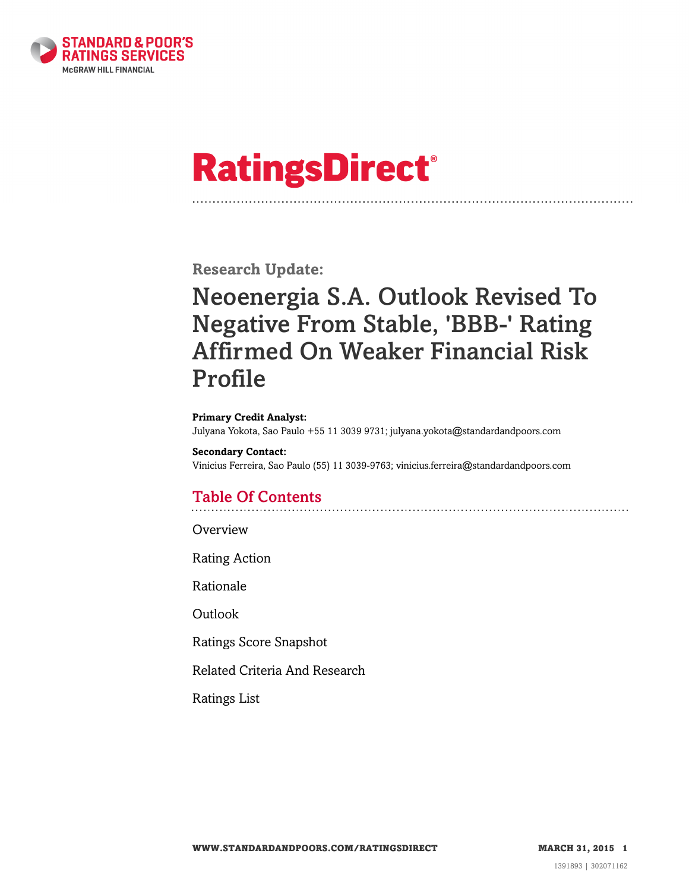# RatingsDirect®

## Research Update:

# Neoenergia S.A. Outlook Revised To Negative From Stable, 'BBB-' Rating Affirmed On Weaker Financial Risk Profile

**Primary Credit Analyst:**
Julyana Yokota, Sao Paulo +55 11 3039 9731; julyana.yokota@standardandpoors.com

**Secondary Contact:**
Vinicius Ferreira, Sao Paulo (55) 11 3039-9763; vinicius.ferreira@standardandpoors.com

## Table Of Contents

Overview

Rating Action

Rationale

Outlook

Ratings Score Snapshot

Related Criteria And Research

Ratings List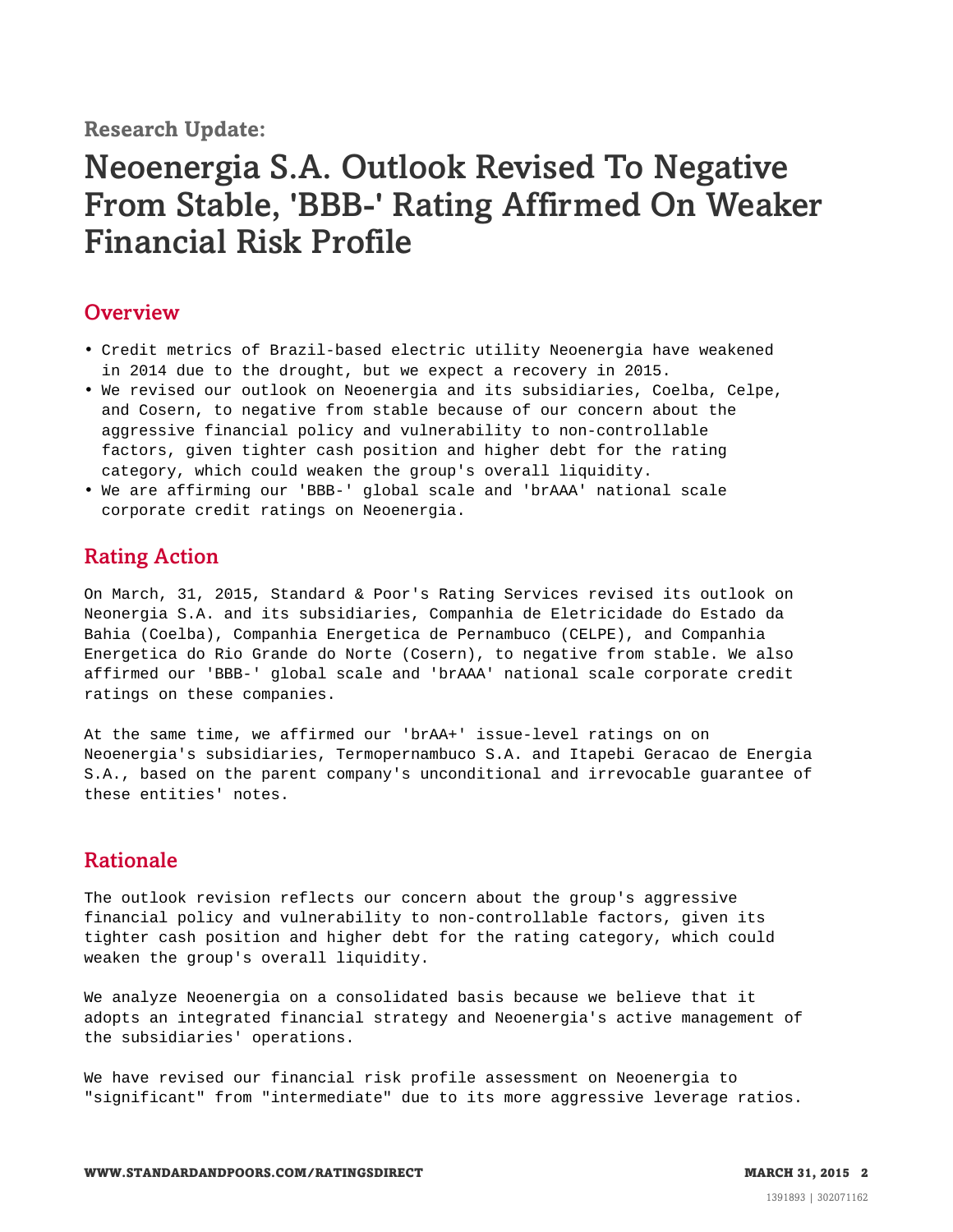**Research Update:**

# Neoenergia S.A. Outlook Revised To Negative From Stable, 'BBB-' Rating Affirmed On Weaker Financial Risk Profile

## Overview

- Credit metrics of Brazil-based electric utility Neoenergia have weakened in 2014 due to the drought, but we expect a recovery in 2015.
- We revised our outlook on Neoenergia and its subsidiaries, Coelba, Celpe, and Cosern, to negative from stable because of our concern about the aggressive financial policy and vulnerability to non-controllable factors, given tighter cash position and higher debt for the rating category, which could weaken the group's overall liquidity.
- We are affirming our 'BBB-' global scale and 'brAAA' national scale corporate credit ratings on Neoenergia.

## Rating Action

On March, 31, 2015, Standard & Poor's Rating Services revised its outlook on Neonergia S.A. and its subsidiaries, Companhia de Eletricidade do Estado da Bahia (Coelba), Companhia Energetica de Pernambuco (CELPE), and Companhia Energetica do Rio Grande do Norte (Cosern), to negative from stable. We also affirmed our 'BBB-' global scale and 'brAAA' national scale corporate credit ratings on these companies.

At the same time, we affirmed our 'brAA+' issue-level ratings on on Neoenergia's subsidiaries, Termopernambuco S.A. and Itapebi Geracao de Energia S.A., based on the parent company's unconditional and irrevocable guarantee of these entities' notes.

## Rationale

The outlook revision reflects our concern about the group's aggressive financial policy and vulnerability to non-controllable factors, given its tighter cash position and higher debt for the rating category, which could weaken the group's overall liquidity.

We analyze Neoenergia on a consolidated basis because we believe that it adopts an integrated financial strategy and Neoenergia's active management of the subsidiaries' operations.

We have revised our financial risk profile assessment on Neoenergia to "significant" from "intermediate" due to its more aggressive leverage ratios.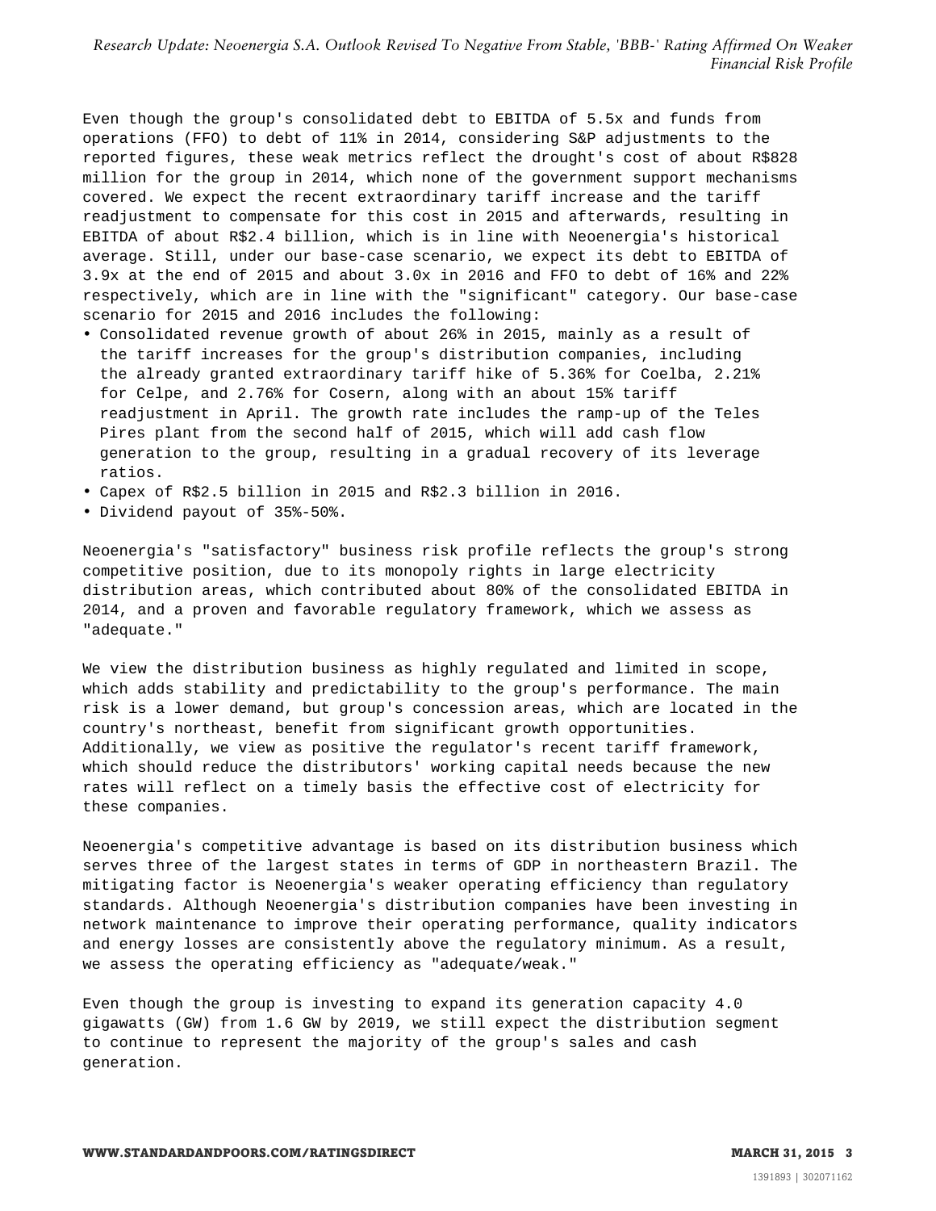Even though the group's consolidated debt to EBITDA of 5.5x and funds from operations (FFO) to debt of 11% in 2014, considering S&P adjustments to the reported figures, these weak metrics reflect the drought's cost of about R$828 million for the group in 2014, which none of the government support mechanisms covered. We expect the recent extraordinary tariff increase and the tariff readjustment to compensate for this cost in 2015 and afterwards, resulting in EBITDA of about R$2.4 billion, which is in line with Neoenergia's historical average. Still, under our base-case scenario, we expect its debt to EBITDA of 3.9x at the end of 2015 and about 3.0x in 2016 and FFO to debt of 16% and 22% respectively, which are in line with the "significant" category. Our base-case scenario for 2015 and 2016 includes the following:

- Consolidated revenue growth of about 26% in 2015, mainly as a result of the tariff increases for the group's distribution companies, including the already granted extraordinary tariff hike of 5.36% for Coelba, 2.21% for Celpe, and 2.76% for Cosern, along with an about 15% tariff readjustment in April. The growth rate includes the ramp-up of the Teles Pires plant from the second half of 2015, which will add cash flow generation to the group, resulting in a gradual recovery of its leverage ratios.
- Capex of R$2.5 billion in 2015 and R$2.3 billion in 2016.
- Dividend payout of 35%-50%.

Neoenergia's "satisfactory" business risk profile reflects the group's strong competitive position, due to its monopoly rights in large electricity distribution areas, which contributed about 80% of the consolidated EBITDA in 2014, and a proven and favorable regulatory framework, which we assess as "adequate."

We view the distribution business as highly regulated and limited in scope, which adds stability and predictability to the group's performance. The main risk is a lower demand, but group's concession areas, which are located in the country's northeast, benefit from significant growth opportunities. Additionally, we view as positive the regulator's recent tariff framework, which should reduce the distributors' working capital needs because the new rates will reflect on a timely basis the effective cost of electricity for these companies.

Neoenergia's competitive advantage is based on its distribution business which serves three of the largest states in terms of GDP in northeastern Brazil. The mitigating factor is Neoenergia's weaker operating efficiency than regulatory standards. Although Neoenergia's distribution companies have been investing in network maintenance to improve their operating performance, quality indicators and energy losses are consistently above the regulatory minimum. As a result, we assess the operating efficiency as "adequate/weak."

Even though the group is investing to expand its generation capacity 4.0 gigawatts (GW) from 1.6 GW by 2019, we still expect the distribution segment to continue to represent the majority of the group's sales and cash generation.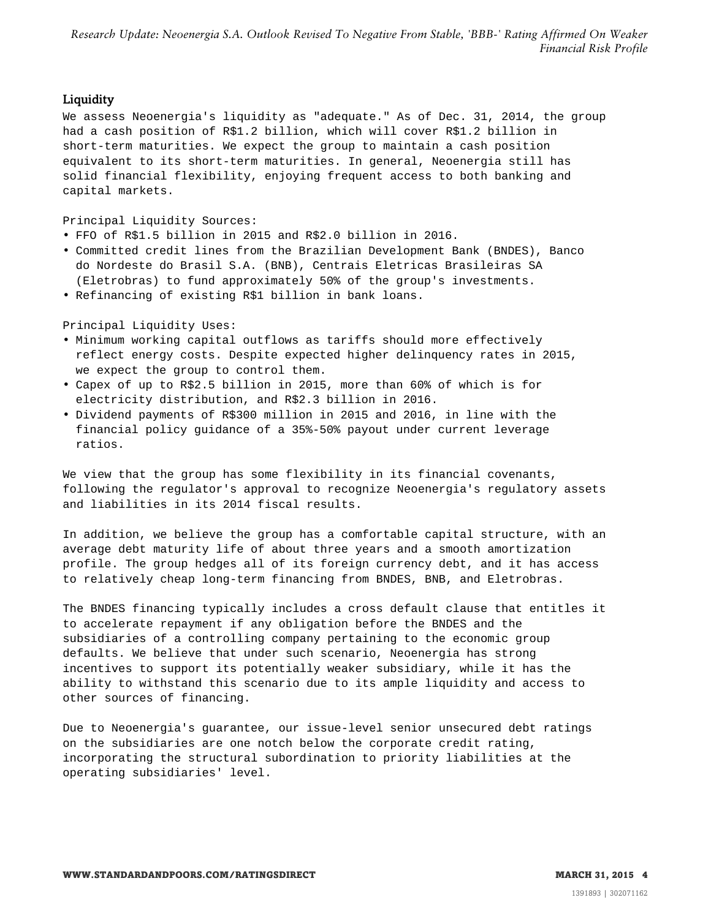## Liquidity

We assess Neoenergia's liquidity as "adequate." As of Dec. 31, 2014, the group had a cash position of R$1.2 billion, which will cover R$1.2 billion in short-term maturities. We expect the group to maintain a cash position equivalent to its short-term maturities. In general, Neoenergia still has solid financial flexibility, enjoying frequent access to both banking and capital markets.

Principal Liquidity Sources:

- FFO of R$1.5 billion in 2015 and R$2.0 billion in 2016.
- Committed credit lines from the Brazilian Development Bank (BNDES), Banco do Nordeste do Brasil S.A. (BNB), Centrais Eletricas Brasileiras SA (Eletrobras) to fund approximately 50% of the group's investments.
- Refinancing of existing R$1 billion in bank loans.

Principal Liquidity Uses:

- Minimum working capital outflows as tariffs should more effectively reflect energy costs. Despite expected higher delinquency rates in 2015, we expect the group to control them.
- Capex of up to R$2.5 billion in 2015, more than 60% of which is for electricity distribution, and R$2.3 billion in 2016.
- Dividend payments of R$300 million in 2015 and 2016, in line with the financial policy guidance of a 35%-50% payout under current leverage ratios.

We view that the group has some flexibility in its financial covenants, following the regulator's approval to recognize Neoenergia's regulatory assets and liabilities in its 2014 fiscal results.

In addition, we believe the group has a comfortable capital structure, with an average debt maturity life of about three years and a smooth amortization profile. The group hedges all of its foreign currency debt, and it has access to relatively cheap long-term financing from BNDES, BNB, and Eletrobras.

The BNDES financing typically includes a cross default clause that entitles it to accelerate repayment if any obligation before the BNDES and the subsidiaries of a controlling company pertaining to the economic group defaults. We believe that under such scenario, Neoenergia has strong incentives to support its potentially weaker subsidiary, while it has the ability to withstand this scenario due to its ample liquidity and access to other sources of financing.

Due to Neoenergia's guarantee, our issue-level senior unsecured debt ratings on the subsidiaries are one notch below the corporate credit rating, incorporating the structural subordination to priority liabilities at the operating subsidiaries' level.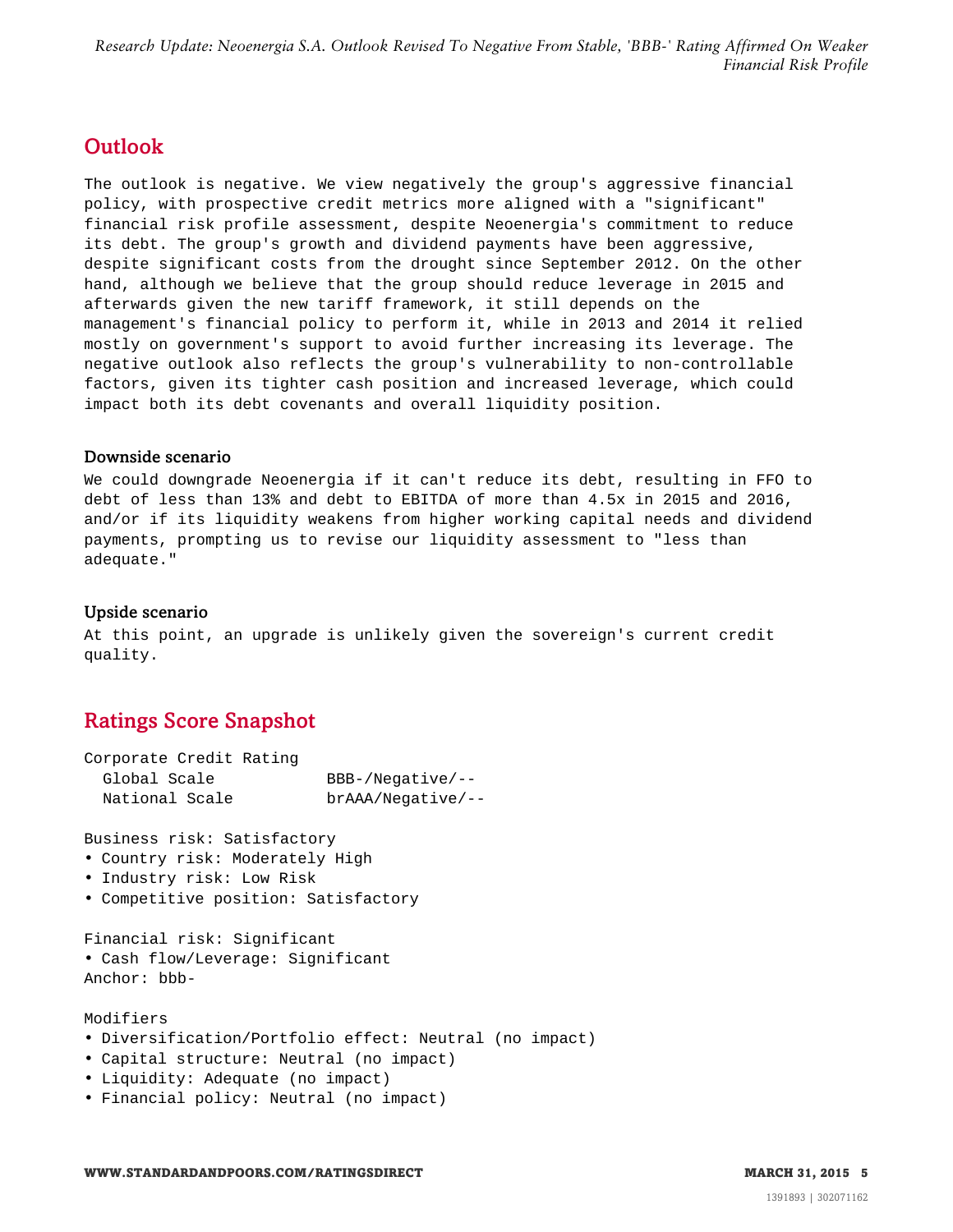## Outlook

The outlook is negative. We view negatively the group's aggressive financial policy, with prospective credit metrics more aligned with a "significant" financial risk profile assessment, despite Neoenergia's commitment to reduce its debt. The group's growth and dividend payments have been aggressive, despite significant costs from the drought since September 2012. On the other hand, although we believe that the group should reduce leverage in 2015 and afterwards given the new tariff framework, it still depends on the management's financial policy to perform it, while in 2013 and 2014 it relied mostly on government's support to avoid further increasing its leverage. The negative outlook also reflects the group's vulnerability to non-controllable factors, given its tighter cash position and increased leverage, which could impact both its debt covenants and overall liquidity position.

### Downside scenario

We could downgrade Neoenergia if it can't reduce its debt, resulting in FFO to debt of less than 13% and debt to EBITDA of more than 4.5x in 2015 and 2016, and/or if its liquidity weakens from higher working capital needs and dividend payments, prompting us to revise our liquidity assessment to "less than adequate."

### Upside scenario

At this point, an upgrade is unlikely given the sovereign's current credit quality.

## Ratings Score Snapshot

Corporate Credit Rating

| | |
|---|---|
| Global Scale | BBB-/Negative/-- |
| National Scale | brAAA/Negative/-- |

Business risk: Satisfactory

- Country risk: Moderately High
- Industry risk: Low Risk
- Competitive position: Satisfactory

Financial risk: Significant

- Cash flow/Leverage: Significant

Anchor: bbb-

Modifiers

- Diversification/Portfolio effect: Neutral (no impact)
- Capital structure: Neutral (no impact)
- Liquidity: Adequate (no impact)
- Financial policy: Neutral (no impact)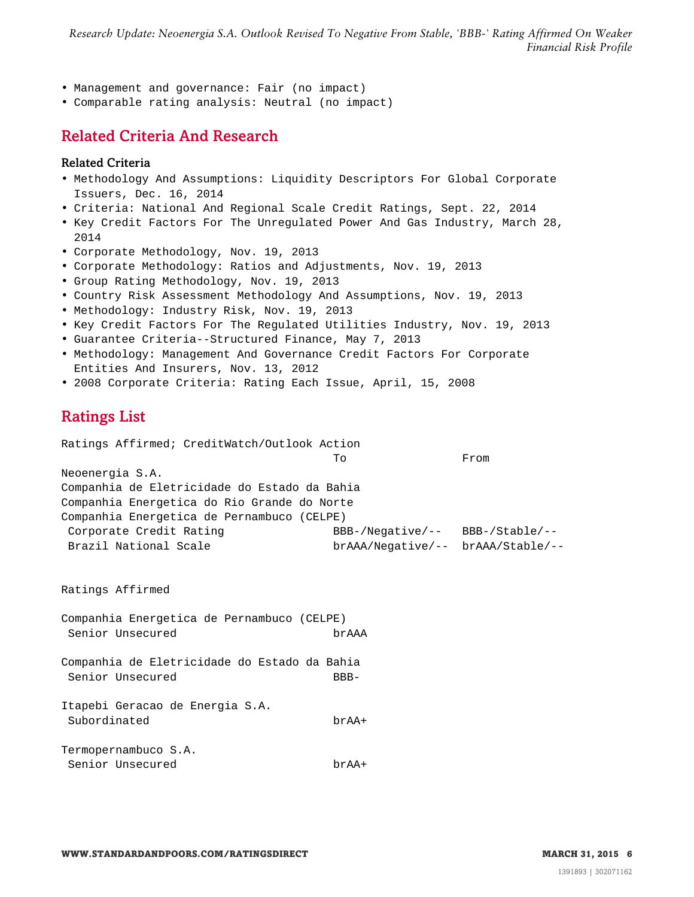- Management and governance: Fair (no impact)
- Comparable rating analysis: Neutral (no impact)

## Related Criteria And Research

### Related Criteria

- Methodology And Assumptions: Liquidity Descriptors For Global Corporate Issuers, Dec. 16, 2014
- Criteria: National And Regional Scale Credit Ratings, Sept. 22, 2014
- Key Credit Factors For The Unregulated Power And Gas Industry, March 28, 2014
- Corporate Methodology, Nov. 19, 2013
- Corporate Methodology: Ratios and Adjustments, Nov. 19, 2013
- Group Rating Methodology, Nov. 19, 2013
- Country Risk Assessment Methodology And Assumptions, Nov. 19, 2013
- Methodology: Industry Risk, Nov. 19, 2013
- Key Credit Factors For The Regulated Utilities Industry, Nov. 19, 2013
- Guarantee Criteria--Structured Finance, May 7, 2013
- Methodology: Management And Governance Credit Factors For Corporate Entities And Insurers, Nov. 13, 2012
- 2008 Corporate Criteria: Rating Each Issue, April, 15, 2008

## Ratings List

Ratings Affirmed; CreditWatch/Outlook Action

| | To | From |
|---|---|---|
| Neoenergia S.A. | | |
| Companhia de Eletricidade do Estado da Bahia | | |
| Companhia Energetica do Rio Grande do Norte | | |
| Companhia Energetica de Pernambuco (CELPE) | | |
| Corporate Credit Rating | BBB-/Negative/-- | BBB-/Stable/-- |
| Brazil National Scale | brAAA/Negative/-- | brAAA/Stable/-- |

Ratings Affirmed

| | |
|---|---|
| Companhia Energetica de Pernambuco (CELPE) | |
| Senior Unsecured | brAAA |
| Companhia de Eletricidade do Estado da Bahia | |
| Senior Unsecured | BBB- |
| Itapebi Geracao de Energia S.A. | |
| Subordinated | brAA+ |
| Termopernambuco S.A. | |
| Senior Unsecured | brAA+ |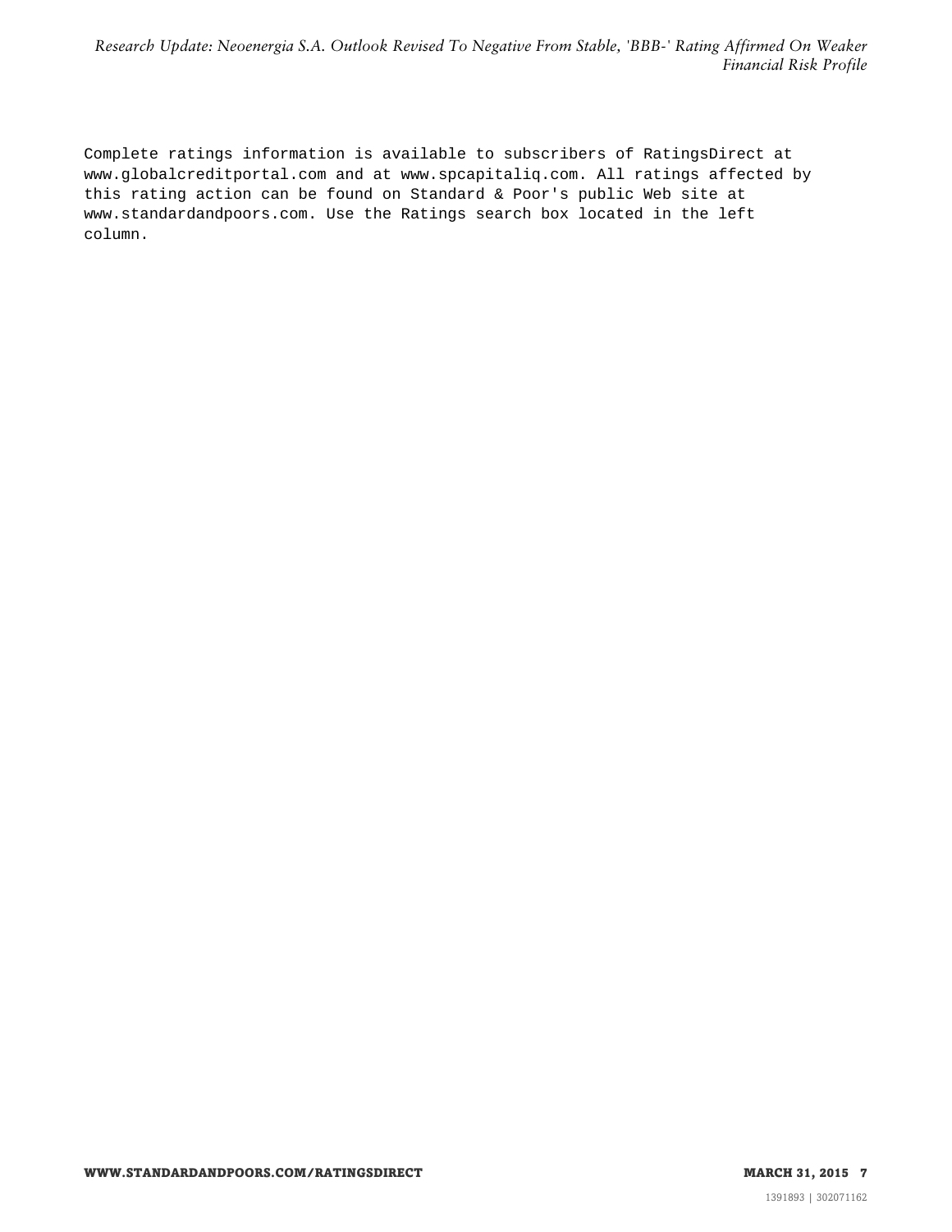Complete ratings information is available to subscribers of RatingsDirect at www.globalcreditportal.com and at www.spcapitaliq.com. All ratings affected by this rating action can be found on Standard & Poor's public Web site at www.standardandpoors.com. Use the Ratings search box located in the left column.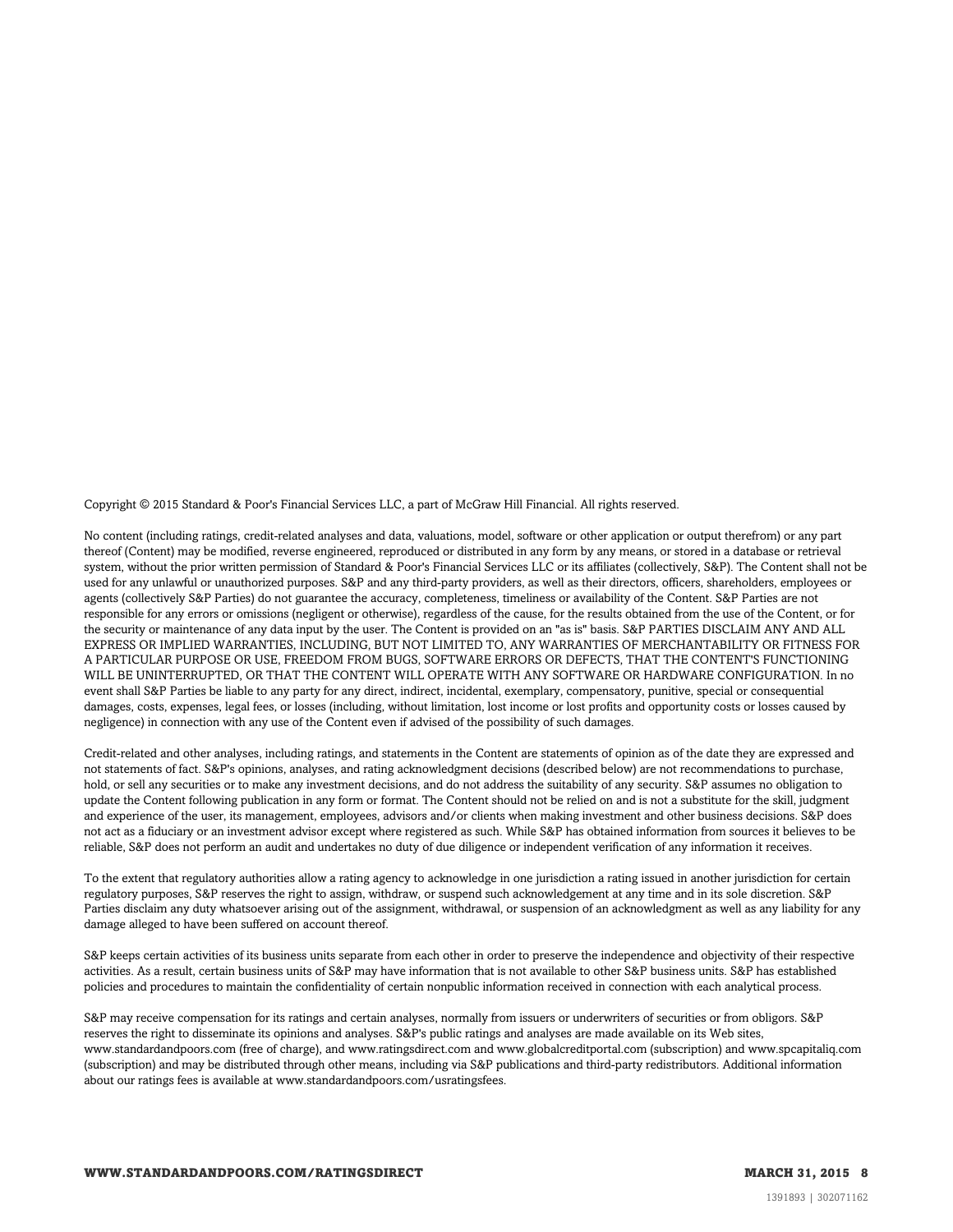Copyright © 2015 Standard & Poor's Financial Services LLC, a part of McGraw Hill Financial. All rights reserved.

No content (including ratings, credit-related analyses and data, valuations, model, software or other application or output therefrom) or any part thereof (Content) may be modified, reverse engineered, reproduced or distributed in any form by any means, or stored in a database or retrieval system, without the prior written permission of Standard & Poor's Financial Services LLC or its affiliates (collectively, S&P). The Content shall not be used for any unlawful or unauthorized purposes. S&P and any third-party providers, as well as their directors, officers, shareholders, employees or agents (collectively S&P Parties) do not guarantee the accuracy, completeness, timeliness or availability of the Content. S&P Parties are not responsible for any errors or omissions (negligent or otherwise), regardless of the cause, for the results obtained from the use of the Content, or for the security or maintenance of any data input by the user. The Content is provided on an "as is" basis. S&P PARTIES DISCLAIM ANY AND ALL EXPRESS OR IMPLIED WARRANTIES, INCLUDING, BUT NOT LIMITED TO, ANY WARRANTIES OF MERCHANTABILITY OR FITNESS FOR A PARTICULAR PURPOSE OR USE, FREEDOM FROM BUGS, SOFTWARE ERRORS OR DEFECTS, THAT THE CONTENT'S FUNCTIONING WILL BE UNINTERRUPTED, OR THAT THE CONTENT WILL OPERATE WITH ANY SOFTWARE OR HARDWARE CONFIGURATION. In no event shall S&P Parties be liable to any party for any direct, indirect, incidental, exemplary, compensatory, punitive, special or consequential damages, costs, expenses, legal fees, or losses (including, without limitation, lost income or lost profits and opportunity costs or losses caused by negligence) in connection with any use of the Content even if advised of the possibility of such damages.

Credit-related and other analyses, including ratings, and statements in the Content are statements of opinion as of the date they are expressed and not statements of fact. S&P's opinions, analyses, and rating acknowledgment decisions (described below) are not recommendations to purchase, hold, or sell any securities or to make any investment decisions, and do not address the suitability of any security. S&P assumes no obligation to update the Content following publication in any form or format. The Content should not be relied on and is not a substitute for the skill, judgment and experience of the user, its management, employees, advisors and/or clients when making investment and other business decisions. S&P does not act as a fiduciary or an investment advisor except where registered as such. While S&P has obtained information from sources it believes to be reliable, S&P does not perform an audit and undertakes no duty of due diligence or independent verification of any information it receives.

To the extent that regulatory authorities allow a rating agency to acknowledge in one jurisdiction a rating issued in another jurisdiction for certain regulatory purposes, S&P reserves the right to assign, withdraw, or suspend such acknowledgement at any time and in its sole discretion. S&P Parties disclaim any duty whatsoever arising out of the assignment, withdrawal, or suspension of an acknowledgment as well as any liability for any damage alleged to have been suffered on account thereof.

S&P keeps certain activities of its business units separate from each other in order to preserve the independence and objectivity of their respective activities. As a result, certain business units of S&P may have information that is not available to other S&P business units. S&P has established policies and procedures to maintain the confidentiality of certain nonpublic information received in connection with each analytical process.

S&P may receive compensation for its ratings and certain analyses, normally from issuers or underwriters of securities or from obligors. S&P reserves the right to disseminate its opinions and analyses. S&P's public ratings and analyses are made available on its Web sites, www.standardandpoors.com (free of charge), and www.ratingsdirect.com and www.globalcreditportal.com (subscription) and www.spcapitaliq.com (subscription) and may be distributed through other means, including via S&P publications and third-party redistributors. Additional information about our ratings fees is available at www.standardandpoors.com/usratingsfees.